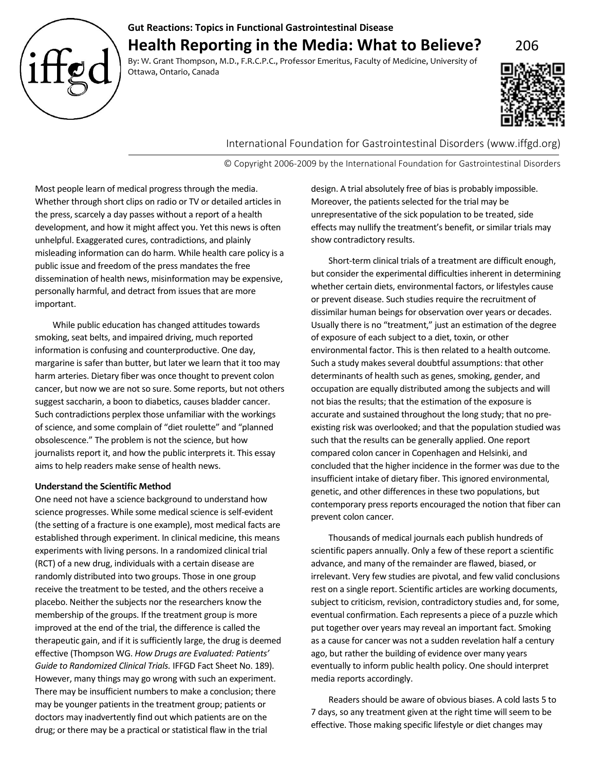Gut Reactions: Topics in Functional Gastrointestinal Disease

# Health Reporting in the Media: What to Believe?

By: W. Grant Thompson, M.D., F.R.C.P.C., Professor Emeritus, Faculty of Medicine, University of Ottawa, Ontario, Canada

International Foundation for Gastrointestinal Disorders (www.iffgd.org)

© Copyright 2006-2009 by the International Foundation for Gastrointestinal Disorders

Most people learn of medical progress through the media. Whether through short clips on radio or TV or detailed articles in the press, scarcely a day passes without a report of a health development, and how it might affect you. Yet this news is often unhelpful. Exaggerated cures, contradictions, and plainly misleading information can do harm. While health care policy is a public issue and freedom of the press mandates the free dissemination of health news, misinformation may be expensive, personally harmful, and detract from issues that are more important.

While public education has changed attitudes towards smoking, seat belts, and impaired driving, much reported information is confusing and counterproductive. One day, margarine is safer than butter, but later we learn that it too may harm arteries. Dietary fiber was once thought to prevent colon cancer, but now we are not so sure. Some reports, but not others suggest saccharin, a boon to diabetics, causes bladder cancer. Such contradictions perplex those unfamiliar with the workings of science, and some complain of "diet roulette" and "planned obsolescence." The problem is not the science, but how journalists report it, and how the public interprets it. This essay aims to help readers make sense of health news.

## Understand the Scientific Method

One need not have a science background to understand how science progresses. While some medical science is self-evident (the setting of a fracture is one example), most medical facts are established through experiment. In clinical medicine, this means experiments with living persons. In a randomized clinical trial (RCT) of a new drug, individuals with a certain disease are randomly distributed into two groups. Those in one group receive the treatment to be tested, and the others receive a placebo. Neither the subjects nor the researchers know the membership of the groups. If the treatment group is more improved at the end of the trial, the difference is called the therapeutic gain, and if it is sufficiently large, the drug is deemed effective (Thompson WG. *How Drugs are Evaluated: Patients' Guide to Randomized Clinical Trials.* IFFGD Fact Sheet No. 189). However, many things may go wrong with such an experiment. There may be insufficient numbers to make a conclusion; there may be younger patients in the treatment group; patients or doctors may inadvertently find out which patients are on the drug; or there may be a practical or statistical flaw in the trial design. A trial absolutely free of bias is probably impossible. Moreover, the patients selected for the trial may be unrepresentative of the sick population to be treated, side effects may nullify the treatment's benefit, or similar trials may show contradictory results.

Short-term clinical trials of a treatment are difficult enough, but consider the experimental difficulties inherent in determining whether certain diets, environmental factors, or lifestyles cause or prevent disease. Such studies require the recruitment of dissimilar human beings for observation over years or decades. Usually there is no "treatment," just an estimation of the degree of exposure of each subject to a diet, toxin, or other environmental factor. This is then related to a health outcome. Such a study makes several doubtful assumptions: that other determinants of health such as genes, smoking, gender, and occupation are equally distributed among the subjects and will not bias the results; that the estimation of the exposure is accurate and sustained throughout the long study; that no pre-existing risk was overlooked; and that the population studied was such that the results can be generally applied. One report compared colon cancer in Copenhagen and Helsinki, and concluded that the higher incidence in the former was due to the insufficient intake of dietary fiber. This ignored environmental, genetic, and other differences in these two populations, but contemporary press reports encouraged the notion that fiber can prevent colon cancer.

Thousands of medical journals each publish hundreds of scientific papers annually. Only a few of these report a scientific advance, and many of the remainder are flawed, biased, or irrelevant. Very few studies are pivotal, and few valid conclusions rest on a single report. Scientific articles are working documents, subject to criticism, revision, contradictory studies and, for some, eventual confirmation. Each represents a piece of a puzzle which put together over years may reveal an important fact. Smoking as a cause for cancer was not a sudden revelation half a century ago, but rather the building of evidence over many years eventually to inform public health policy. One should interpret media reports accordingly.

Readers should be aware of obvious biases. A cold lasts 5 to 7 days, so any treatment given at the right time will seem to be effective. Those making specific lifestyle or diet changes may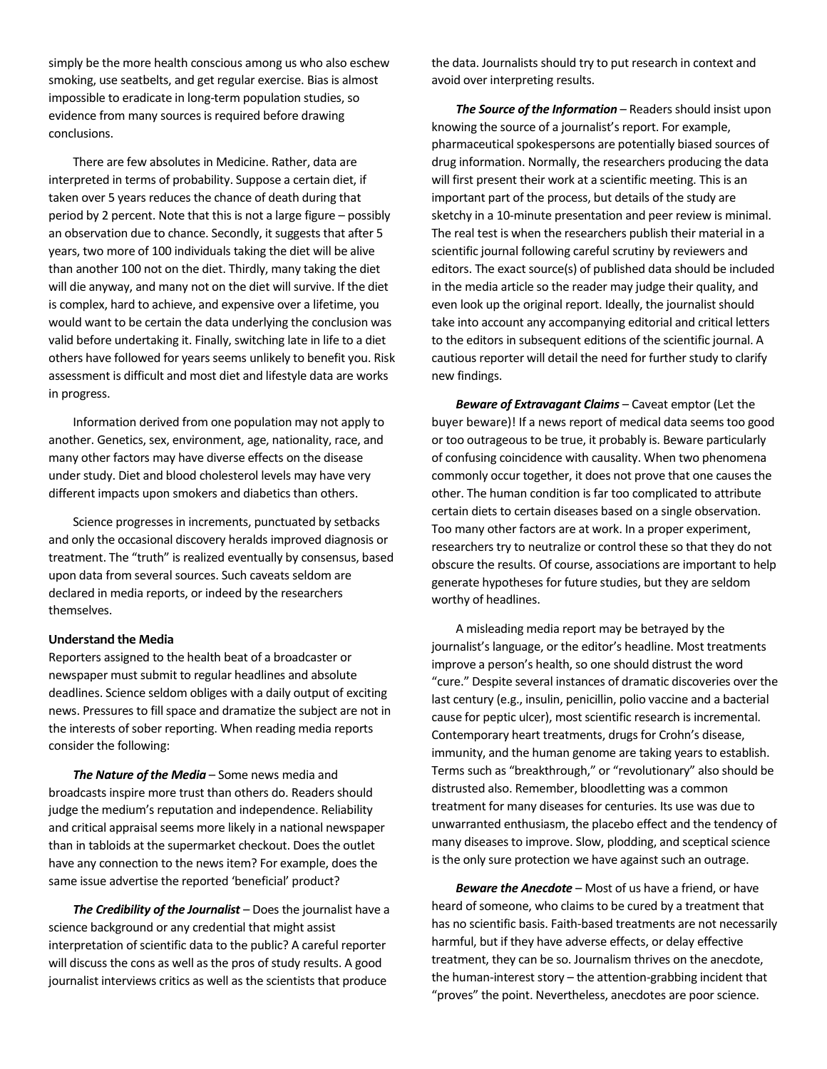simply be the more health conscious among us who also eschew smoking, use seatbelts, and get regular exercise. Bias is almost impossible to eradicate in long-term population studies, so evidence from many sources is required before drawing conclusions.

There are few absolutes in Medicine. Rather, data are interpreted in terms of probability. Suppose a certain diet, if taken over 5 years reduces the chance of death during that period by 2 percent. Note that this is not a large figure – possibly an observation due to chance. Secondly, it suggests that after 5 years, two more of 100 individuals taking the diet will be alive than another 100 not on the diet. Thirdly, many taking the diet will die anyway, and many not on the diet will survive. If the diet is complex, hard to achieve, and expensive over a lifetime, you would want to be certain the data underlying the conclusion was valid before undertaking it. Finally, switching late in life to a diet others have followed for years seems unlikely to benefit you. Risk assessment is difficult and most diet and lifestyle data are works in progress.

Information derived from one population may not apply to another. Genetics, sex, environment, age, nationality, race, and many other factors may have diverse effects on the disease under study. Diet and blood cholesterol levels may have very different impacts upon smokers and diabetics than others.

Science progresses in increments, punctuated by setbacks and only the occasional discovery heralds improved diagnosis or treatment. The "truth" is realized eventually by consensus, based upon data from several sources. Such caveats seldom are declared in media reports, or indeed by the researchers themselves.

**Understand the Media**

Reporters assigned to the health beat of a broadcaster or newspaper must submit to regular headlines and absolute deadlines. Science seldom obliges with a daily output of exciting news. Pressures to fill space and dramatize the subject are not in the interests of sober reporting. When reading media reports consider the following:

***The Nature of the Media*** – Some news media and broadcasts inspire more trust than others do. Readers should judge the medium's reputation and independence. Reliability and critical appraisal seems more likely in a national newspaper than in tabloids at the supermarket checkout. Does the outlet have any connection to the news item? For example, does the same issue advertise the reported 'beneficial' product?

***The Credibility of the Journalist*** – Does the journalist have a science background or any credential that might assist interpretation of scientific data to the public? A careful reporter will discuss the cons as well as the pros of study results. A good journalist interviews critics as well as the scientists that produce the data. Journalists should try to put research in context and avoid over interpreting results.

***The Source of the Information*** – Readers should insist upon knowing the source of a journalist's report. For example, pharmaceutical spokespersons are potentially biased sources of drug information. Normally, the researchers producing the data will first present their work at a scientific meeting. This is an important part of the process, but details of the study are sketchy in a 10-minute presentation and peer review is minimal. The real test is when the researchers publish their material in a scientific journal following careful scrutiny by reviewers and editors. The exact source(s) of published data should be included in the media article so the reader may judge their quality, and even look up the original report. Ideally, the journalist should take into account any accompanying editorial and critical letters to the editors in subsequent editions of the scientific journal. A cautious reporter will detail the need for further study to clarify new findings.

***Beware of Extravagant Claims*** – Caveat emptor (Let the buyer beware)! If a news report of medical data seems too good or too outrageous to be true, it probably is. Beware particularly of confusing coincidence with causality. When two phenomena commonly occur together, it does not prove that one causes the other. The human condition is far too complicated to attribute certain diets to certain diseases based on a single observation. Too many other factors are at work. In a proper experiment, researchers try to neutralize or control these so that they do not obscure the results. Of course, associations are important to help generate hypotheses for future studies, but they are seldom worthy of headlines.

A misleading media report may be betrayed by the journalist's language, or the editor's headline. Most treatments improve a person's health, so one should distrust the word "cure." Despite several instances of dramatic discoveries over the last century (e.g., insulin, penicillin, polio vaccine and a bacterial cause for peptic ulcer), most scientific research is incremental. Contemporary heart treatments, drugs for Crohn's disease, immunity, and the human genome are taking years to establish. Terms such as "breakthrough," or "revolutionary" also should be distrusted also. Remember, bloodletting was a common treatment for many diseases for centuries. Its use was due to unwarranted enthusiasm, the placebo effect and the tendency of many diseases to improve. Slow, plodding, and sceptical science is the only sure protection we have against such an outrage.

***Beware the Anecdote*** – Most of us have a friend, or have heard of someone, who claims to be cured by a treatment that has no scientific basis. Faith-based treatments are not necessarily harmful, but if they have adverse effects, or delay effective treatment, they can be so. Journalism thrives on the anecdote, the human-interest story – the attention-grabbing incident that "proves" the point. Nevertheless, anecdotes are poor science.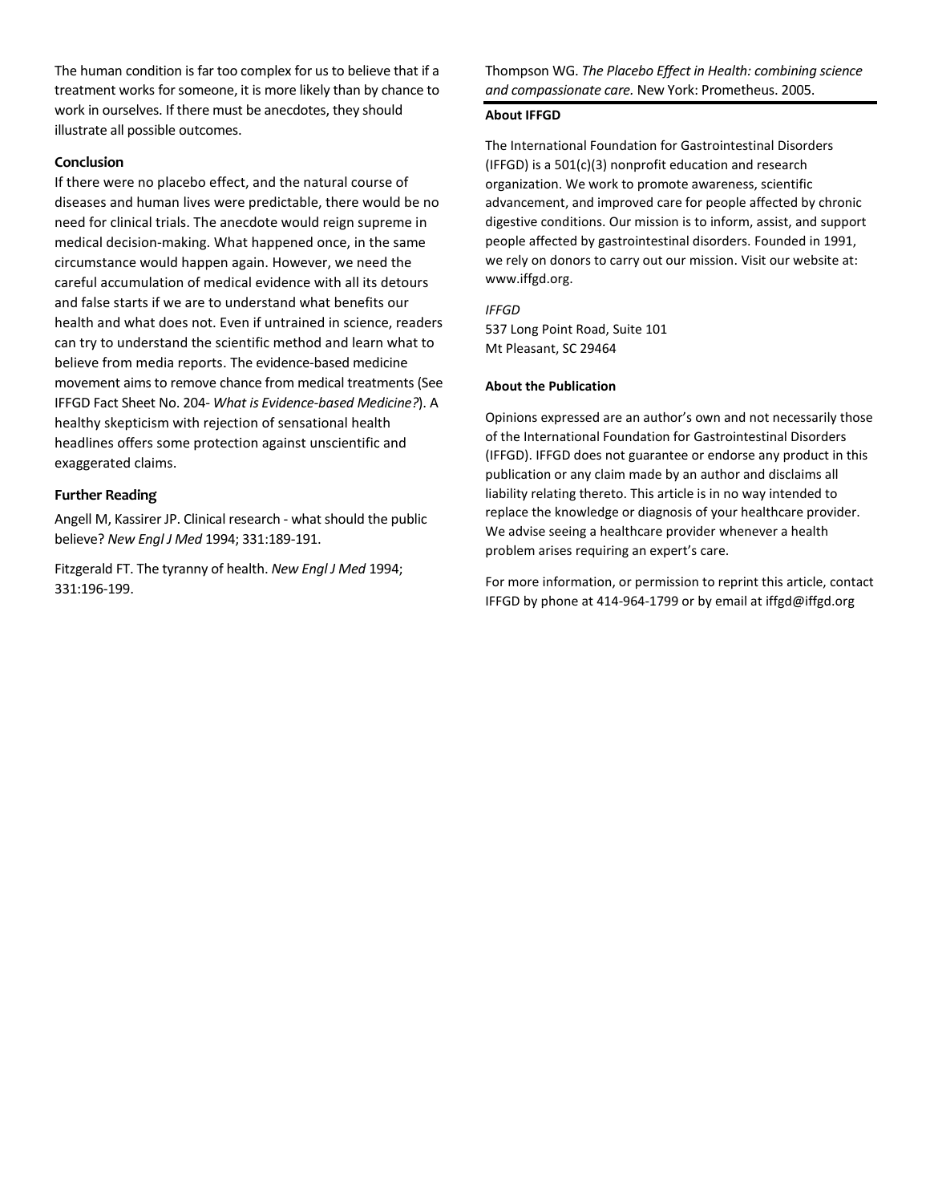The human condition is far too complex for us to believe that if a treatment works for someone, it is more likely than by chance to work in ourselves. If there must be anecdotes, they should illustrate all possible outcomes.

### Conclusion

If there were no placebo effect, and the natural course of diseases and human lives were predictable, there would be no need for clinical trials. The anecdote would reign supreme in medical decision-making. What happened once, in the same circumstance would happen again. However, we need the careful accumulation of medical evidence with all its detours and false starts if we are to understand what benefits our health and what does not. Even if untrained in science, readers can try to understand the scientific method and learn what to believe from media reports. The evidence-based medicine movement aims to remove chance from medical treatments (See IFFGD Fact Sheet No. 204- *What is Evidence-based Medicine?*). A healthy skepticism with rejection of sensational health headlines offers some protection against unscientific and exaggerated claims.

### Further Reading

Angell M, Kassirer JP. Clinical research - what should the public believe? *New Engl J Med* 1994; 331:189-191.

Fitzgerald FT. The tyranny of health. *New Engl J Med* 1994; 331:196-199.

Thompson WG. *The Placebo Effect in Health: combining science and compassionate care.* New York: Prometheus. 2005.

### About IFFGD

The International Foundation for Gastrointestinal Disorders (IFFGD) is a 501(c)(3) nonprofit education and research organization. We work to promote awareness, scientific advancement, and improved care for people affected by chronic digestive conditions. Our mission is to inform, assist, and support people affected by gastrointestinal disorders. Founded in 1991, we rely on donors to carry out our mission. Visit our website at: www.iffgd.org.

*IFFGD*
537 Long Point Road, Suite 101
Mt Pleasant, SC 29464

### About the Publication

Opinions expressed are an author's own and not necessarily those of the International Foundation for Gastrointestinal Disorders (IFFGD). IFFGD does not guarantee or endorse any product in this publication or any claim made by an author and disclaims all liability relating thereto. This article is in no way intended to replace the knowledge or diagnosis of your healthcare provider. We advise seeing a healthcare provider whenever a health problem arises requiring an expert's care.

For more information, or permission to reprint this article, contact IFFGD by phone at 414-964-1799 or by email at iffgd@iffgd.org